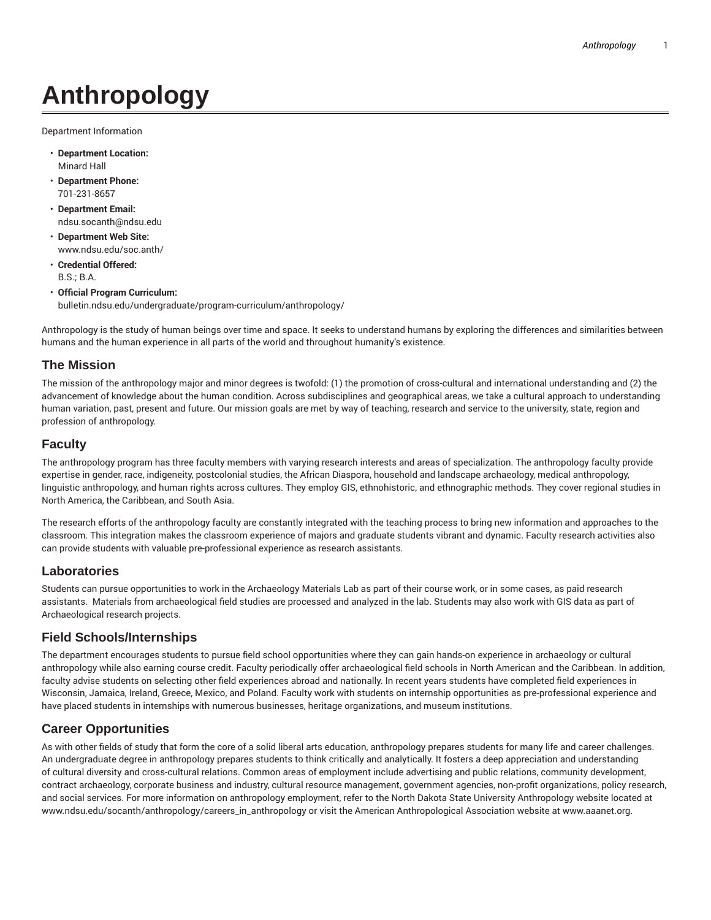# Anthropology

Department Information

- **Department Location:**
  Minard Hall
- **Department Phone:**
  701-231-8657
- **Department Email:**
  ndsu.socanth@ndsu.edu
- **Department Web Site:**
  www.ndsu.edu/soc.anth/
- **Credential Offered:**
  B.S.; B.A.
- **Official Program Curriculum:**
  bulletin.ndsu.edu/undergraduate/program-curriculum/anthropology/

Anthropology is the study of human beings over time and space. It seeks to understand humans by exploring the differences and similarities between humans and the human experience in all parts of the world and throughout humanity's existence.

## The Mission

The mission of the anthropology major and minor degrees is twofold: (1) the promotion of cross-cultural and international understanding and (2) the advancement of knowledge about the human condition. Across subdisciplines and geographical areas, we take a cultural approach to understanding human variation, past, present and future. Our mission goals are met by way of teaching, research and service to the university, state, region and profession of anthropology.

## Faculty

The anthropology program has three faculty members with varying research interests and areas of specialization. The anthropology faculty provide expertise in gender, race, indigeneity, postcolonial studies, the African Diaspora, household and landscape archaeology, medical anthropology, linguistic anthropology, and human rights across cultures. They employ GIS, ethnohistoric, and ethnographic methods. They cover regional studies in North America, the Caribbean, and South Asia.

The research efforts of the anthropology faculty are constantly integrated with the teaching process to bring new information and approaches to the classroom. This integration makes the classroom experience of majors and graduate students vibrant and dynamic. Faculty research activities also can provide students with valuable pre-professional experience as research assistants.

## Laboratories

Students can pursue opportunities to work in the Archaeology Materials Lab as part of their course work, or in some cases, as paid research assistants. Materials from archaeological field studies are processed and analyzed in the lab. Students may also work with GIS data as part of Archaeological research projects.

## Field Schools/Internships

The department encourages students to pursue field school opportunities where they can gain hands-on experience in archaeology or cultural anthropology while also earning course credit. Faculty periodically offer archaeological field schools in North American and the Caribbean. In addition, faculty advise students on selecting other field experiences abroad and nationally. In recent years students have completed field experiences in Wisconsin, Jamaica, Ireland, Greece, Mexico, and Poland. Faculty work with students on internship opportunities as pre-professional experience and have placed students in internships with numerous businesses, heritage organizations, and museum institutions.

## Career Opportunities

As with other fields of study that form the core of a solid liberal arts education, anthropology prepares students for many life and career challenges. An undergraduate degree in anthropology prepares students to think critically and analytically. It fosters a deep appreciation and understanding of cultural diversity and cross-cultural relations. Common areas of employment include advertising and public relations, community development, contract archaeology, corporate business and industry, cultural resource management, government agencies, non-profit organizations, policy research, and social services. For more information on anthropology employment, refer to the North Dakota State University Anthropology website located at www.ndsu.edu/socanth/anthropology/careers_in_anthropology or visit the American Anthropological Association website at www.aaanet.org.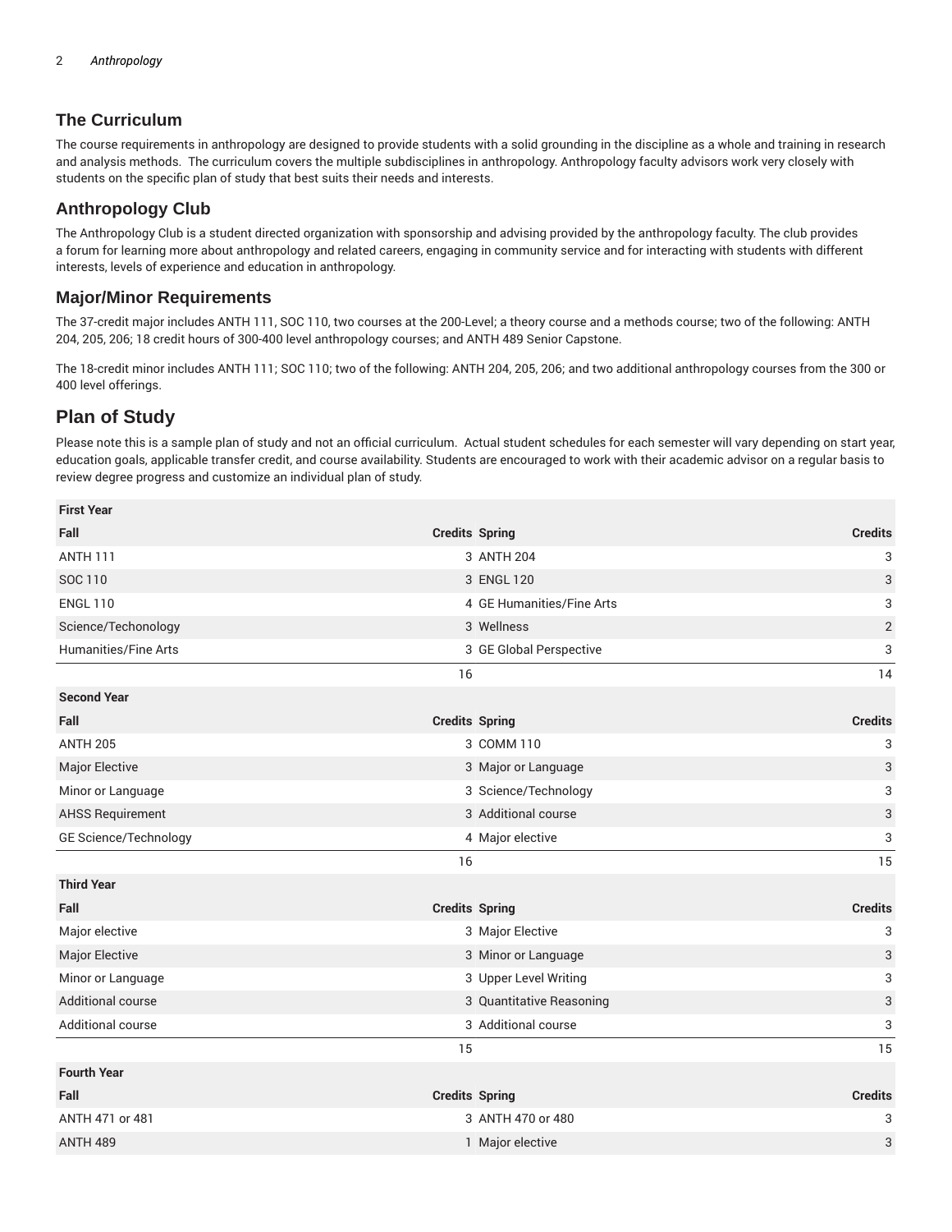## The Curriculum

The course requirements in anthropology are designed to provide students with a solid grounding in the discipline as a whole and training in research and analysis methods. The curriculum covers the multiple subdisciplines in anthropology. Anthropology faculty advisors work very closely with students on the specific plan of study that best suits their needs and interests.

## Anthropology Club

The Anthropology Club is a student directed organization with sponsorship and advising provided by the anthropology faculty. The club provides a forum for learning more about anthropology and related careers, engaging in community service and for interacting with students with different interests, levels of experience and education in anthropology.

## Major/Minor Requirements

The 37-credit major includes ANTH 111, SOC 110, two courses at the 200-Level; a theory course and a methods course; two of the following: ANTH 204, 205, 206; 18 credit hours of 300-400 level anthropology courses; and ANTH 489 Senior Capstone.

The 18-credit minor includes ANTH 111; SOC 110; two of the following: ANTH 204, 205, 206; and two additional anthropology courses from the 300 or 400 level offerings.

## Plan of Study

Please note this is a sample plan of study and not an official curriculum. Actual student schedules for each semester will vary depending on start year, education goals, applicable transfer credit, and course availability. Students are encouraged to work with their academic advisor on a regular basis to review degree progress and customize an individual plan of study.

| First Year | | | |
|---|---|---|---|
| **Fall** | **Credits** | **Spring** | **Credits** |
| ANTH 111 | 3 | ANTH 204 | 3 |
| SOC 110 | 3 | ENGL 120 | 3 |
| ENGL 110 | 4 | GE Humanities/Fine Arts | 3 |
| Science/Techonology | 3 | Wellness | 2 |
| Humanities/Fine Arts | 3 | GE Global Perspective | 3 |
| | 16 | | 14 |
| **Second Year** | | | |
| **Fall** | **Credits** | **Spring** | **Credits** |
| ANTH 205 | 3 | COMM 110 | 3 |
| Major Elective | 3 | Major or Language | 3 |
| Minor or Language | 3 | Science/Technology | 3 |
| AHSS Requirement | 3 | Additional course | 3 |
| GE Science/Technology | 4 | Major elective | 3 |
| | 16 | | 15 |
| **Third Year** | | | |
| **Fall** | **Credits** | **Spring** | **Credits** |
| Major elective | 3 | Major Elective | 3 |
| Major Elective | 3 | Minor or Language | 3 |
| Minor or Language | 3 | Upper Level Writing | 3 |
| Additional course | 3 | Quantitative Reasoning | 3 |
| Additional course | 3 | Additional course | 3 |
| | 15 | | 15 |
| **Fourth Year** | | | |
| **Fall** | **Credits** | **Spring** | **Credits** |
| ANTH 471 or 481 | 3 | ANTH 470 or 480 | 3 |
| ANTH 489 | 1 | Major elective | 3 |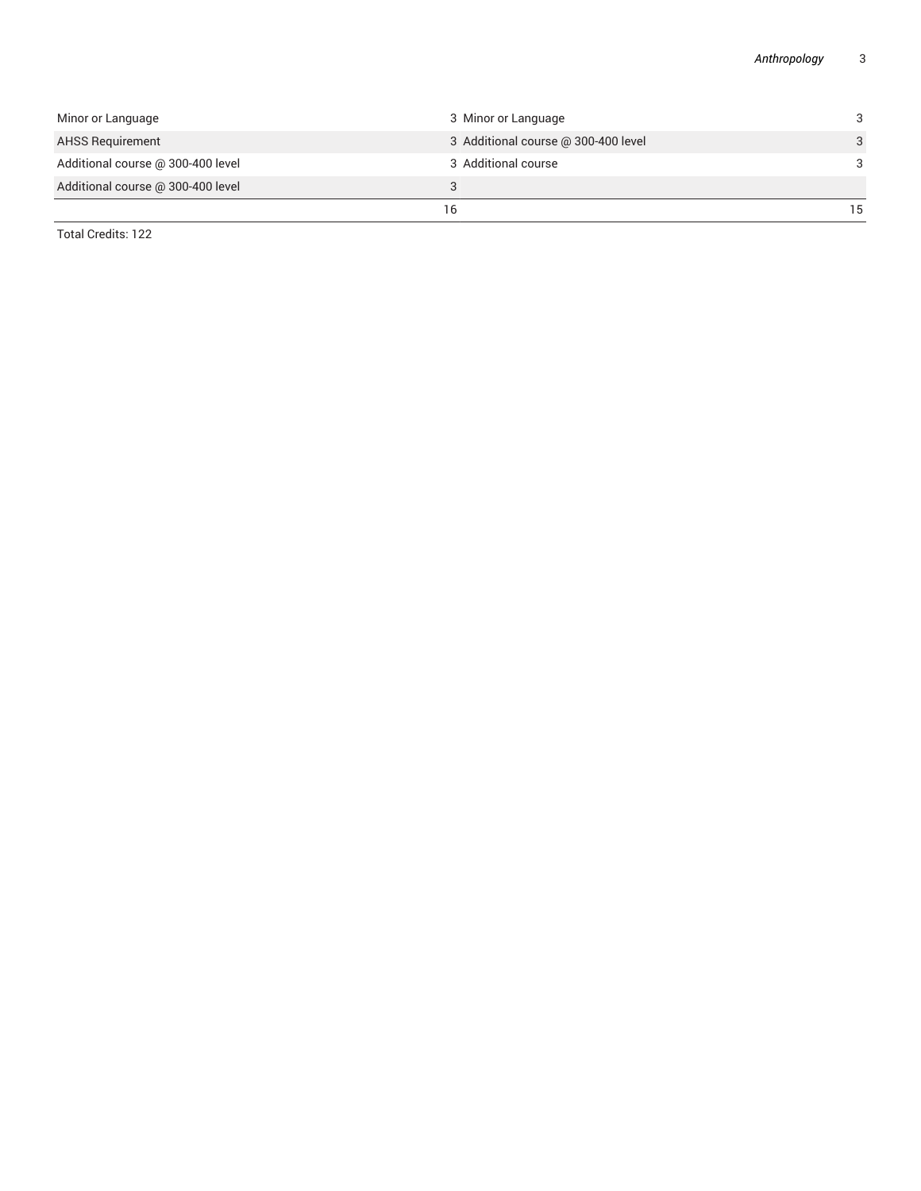| | | | |
|---|---|---|---|
| Minor or Language | 3 | Minor or Language | 3 |
| AHSS Requirement | 3 | Additional course @ 300-400 level | 3 |
| Additional course @ 300-400 level | 3 | Additional course | 3 |
| Additional course @ 300-400 level | 3 | | |
| | 16 | | 15 |

Total Credits: 122